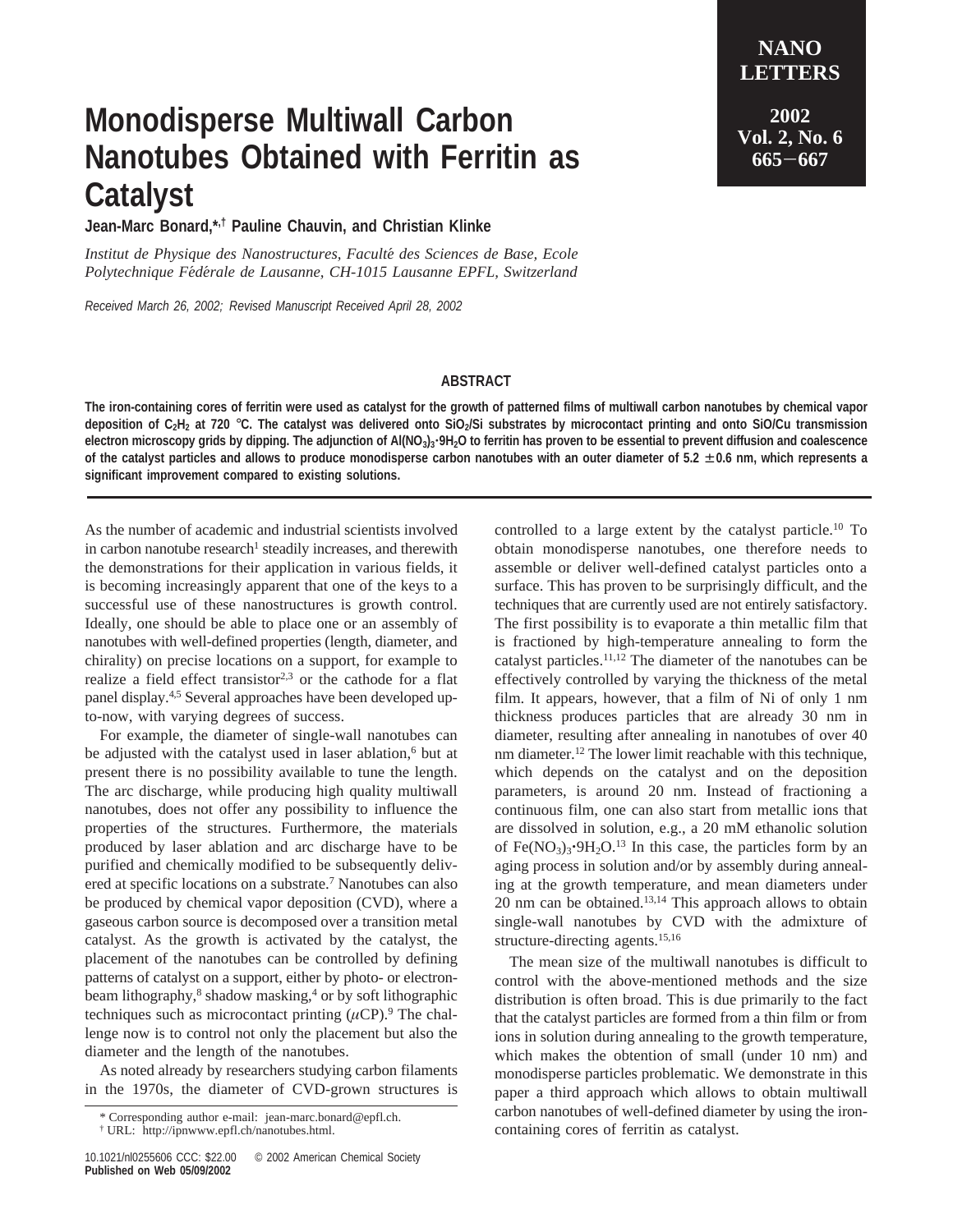# Monodisperse Multiwall Carbon Nanotubes Obtained with Ferritin as Catalyst

**Jean-Marc Bonard,*,† Pauline Chauvin, and Christian Klinke**

*Institut de Physique des Nanostructures, Faculté des Sciences de Base, Ecole Polytechnique Fédérale de Lausanne, CH-1015 Lausanne EPFL, Switzerland*

*Received March 26, 2002; Revised Manuscript Received April 28, 2002*

## ABSTRACT

**The iron-containing cores of ferritin were used as catalyst for the growth of patterned films of multiwall carbon nanotubes by chemical vapor deposition of $C_2H_2$ at 720 °C. The catalyst was delivered onto $SiO_2$/Si substrates by microcontact printing and onto SiO/Cu transmission electron microscopy grids by dipping. The adjunction of $Al(NO_3)_3{\cdot}9H_2O$ to ferritin has proven to be essential to prevent diffusion and coalescence of the catalyst particles and allows to produce monodisperse carbon nanotubes with an outer diameter of 5.2 ± 0.6 nm, which represents a significant improvement compared to existing solutions.**

As the number of academic and industrial scientists involved in carbon nanotube research[1] steadily increases, and therewith the demonstrations for their application in various fields, it is becoming increasingly apparent that one of the keys to a successful use of these nanostructures is growth control. Ideally, one should be able to place one or an assembly of nanotubes with well-defined properties (length, diameter, and chirality) on precise locations on a support, for example to realize a field effect transistor[2,3] or the cathode for a flat panel display.[4,5] Several approaches have been developed up-to-now, with varying degrees of success.

For example, the diameter of single-wall nanotubes can be adjusted with the catalyst used in laser ablation,[6] but at present there is no possibility available to tune the length. The arc discharge, while producing high quality multiwall nanotubes, does not offer any possibility to influence the properties of the structures. Furthermore, the materials produced by laser ablation and arc discharge have to be purified and chemically modified to be subsequently delivered at specific locations on a substrate.[7] Nanotubes can also be produced by chemical vapor deposition (CVD), where a gaseous carbon source is decomposed over a transition metal catalyst. As the growth is activated by the catalyst, the placement of the nanotubes can be controlled by defining patterns of catalyst on a support, either by photo- or electron-beam lithography,[8] shadow masking,[4] or by soft lithographic techniques such as microcontact printing ($\mu$CP).[9] The challenge now is to control not only the placement but also the diameter and the length of the nanotubes.

As noted already by researchers studying carbon filaments in the 1970s, the diameter of CVD-grown structures is controlled to a large extent by the catalyst particle.[10] To obtain monodisperse nanotubes, one therefore needs to assemble or deliver well-defined catalyst particles onto a surface. This has proven to be surprisingly difficult, and the techniques that are currently used are not entirely satisfactory. The first possibility is to evaporate a thin metallic film that is fractioned by high-temperature annealing to form the catalyst particles.[11,12] The diameter of the nanotubes can be effectively controlled by varying the thickness of the metal film. It appears, however, that a film of Ni of only 1 nm thickness produces particles that are already 30 nm in diameter, resulting after annealing in nanotubes of over 40 nm diameter.[12] The lower limit reachable with this technique, which depends on the catalyst and on the deposition parameters, is around 20 nm. Instead of fractioning a continuous film, one can also start from metallic ions that are dissolved in solution, e.g., a 20 mM ethanolic solution of $Fe(NO_3)_3{\cdot}9H_2O$.[13] In this case, the particles form by an aging process in solution and/or by assembly during annealing at the growth temperature, and mean diameters under 20 nm can be obtained.[13,14] This approach allows to obtain single-wall nanotubes by CVD with the admixture of structure-directing agents.[15,16]

The mean size of the multiwall nanotubes is difficult to control with the above-mentioned methods and the size distribution is often broad. This is due primarily to the fact that the catalyst particles are formed from a thin film or from ions in solution during annealing to the growth temperature, which makes the obtention of small (under 10 nm) and monodisperse particles problematic. We demonstrate in this paper a third approach which allows to obtain multiwall carbon nanotubes of well-defined diameter by using the iron-containing cores of ferritin as catalyst.

\* Corresponding author e-mail: jean-marc.bonard@epfl.ch.

† URL: http://ipnwww.epfl.ch/nanotubes.html.

10.1021/nl0255606 CCC: $22.00 © 2002 American Chemical Society
**Published on Web 05/09/2002**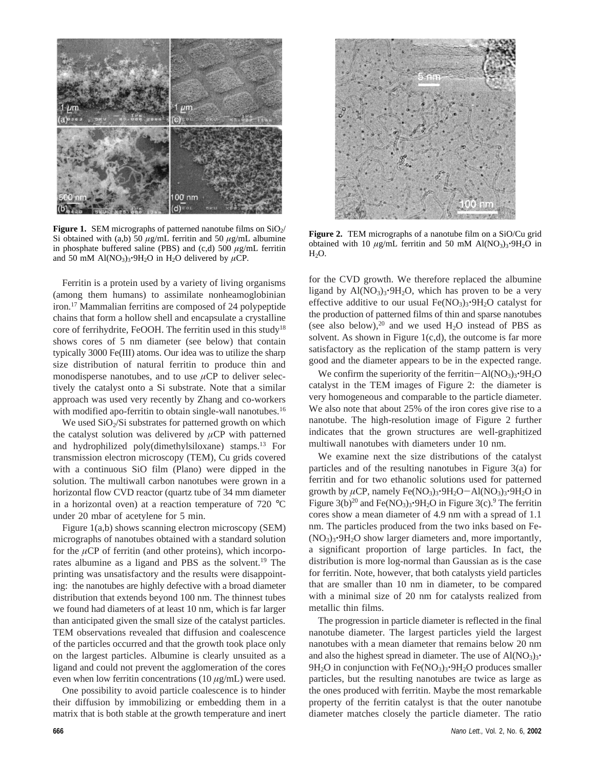**Figure 1.** SEM micrographs of patterned nanotube films on $SiO_2$/Si obtained with (a,b) 50 $\mu$g/mL ferritin and 50 $\mu$g/mL albumine in phosphate buffered saline (PBS) and (c,d) 500 $\mu$g/mL ferritin and 50 mM $Al(NO_3)_3 \cdot 9H_2O$ in $H_2O$ delivered by $\mu$CP.

**Figure 2.** TEM micrographs of a nanotube film on a SiO/Cu grid obtained with 10 $\mu$g/mL ferritin and 50 mM $Al(NO_3)_3 \cdot 9H_2O$ in $H_2O$.

Ferritin is a protein used by a variety of living organisms (among them humans) to assimilate nonheamoglobinian iron.[17] Mammalian ferritins are composed of 24 polypeptide chains that form a hollow shell and encapsulate a crystalline core of ferrihydrite, FeOOH. The ferritin used in this study[18] shows cores of 5 nm diameter (see below) that contain typically 3000 Fe(III) atoms. Our idea was to utilize the sharp size distribution of natural ferritin to produce thin and monodisperse nanotubes, and to use $\mu$CP to deliver selectively the catalyst onto a Si substrate. Note that a similar approach was used very recently by Zhang and co-workers with modified apo-ferritin to obtain single-wall nanotubes.[16]

We used $SiO_2$/Si substrates for patterned growth on which the catalyst solution was delivered by $\mu$CP with patterned and hydrophilized poly(dimethylsiloxane) stamps.[13] For transmission electron microscopy (TEM), Cu grids covered with a continuous SiO film (Plano) were dipped in the solution. The multiwall carbon nanotubes were grown in a horizontal flow CVD reactor (quartz tube of 34 mm diameter in a horizontal oven) at a reaction temperature of 720 °C under 20 mbar of acetylene for 5 min.

Figure 1(a,b) shows scanning electron microscopy (SEM) micrographs of nanotubes obtained with a standard solution for the $\mu$CP of ferritin (and other proteins), which incorporates albumine as a ligand and PBS as the solvent.[19] The printing was unsatisfactory and the results were disappointing: the nanotubes are highly defective with a broad diameter distribution that extends beyond 100 nm. The thinnest tubes we found had diameters of at least 10 nm, which is far larger than anticipated given the small size of the catalyst particles. TEM observations revealed that diffusion and coalescence of the particles occurred and that the growth took place only on the largest particles. Albumine is clearly unsuited as a ligand and could not prevent the agglomeration of the cores even when low ferritin concentrations (10 $\mu$g/mL) were used.

One possibility to avoid particle coalescence is to hinder their diffusion by immobilizing or embedding them in a matrix that is both stable at the growth temperature and inert for the CVD growth. We therefore replaced the albumine ligand by $Al(NO_3)_3 \cdot 9H_2O$, which has proven to be a very effective additive to our usual $Fe(NO_3)_3 \cdot 9H_2O$ catalyst for the production of patterned films of thin and sparse nanotubes (see also below),[20] and we used $H_2O$ instead of PBS as solvent. As shown in Figure 1(c,d), the outcome is far more satisfactory as the replication of the stamp pattern is very good and the diameter appears to be in the expected range.

We confirm the superiority of the ferritin−$Al(NO_3)_3 \cdot 9H_2O$ catalyst in the TEM images of Figure 2: the diameter is very homogeneous and comparable to the particle diameter. We also note that about 25% of the iron cores give rise to a nanotube. The high-resolution image of Figure 2 further indicates that the grown structures are well-graphitized multiwall nanotubes with diameters under 10 nm.

We examine next the size distributions of the catalyst particles and of the resulting nanotubes in Figure 3(a) for ferritin and for two ethanolic solutions used for patterned growth by $\mu$CP, namely $Fe(NO_3)_3 \cdot 9H_2O$−$Al(NO_3)_3 \cdot 9H_2O$ in Figure 3(b)[20] and $Fe(NO_3)_3 \cdot 9H_2O$ in Figure 3(c).[9] The ferritin cores show a mean diameter of 4.9 nm with a spread of 1.1 nm. The particles produced from the two inks based on $Fe(NO_3)_3 \cdot 9H_2O$ show larger diameters and, more importantly, a significant proportion of large particles. In fact, the distribution is more log-normal than Gaussian as is the case for ferritin. Note, however, that both catalysts yield particles that are smaller than 10 nm in diameter, to be compared with a minimal size of 20 nm for catalysts realized from metallic thin films.

The progression in particle diameter is reflected in the final nanotube diameter. The largest particles yield the largest nanotubes with a mean diameter that remains below 20 nm and also the highest spread in diameter. The use of $Al(NO_3)_3 \cdot 9H_2O$ in conjunction with $Fe(NO_3)_3 \cdot 9H_2O$ produces smaller particles, but the resulting nanotubes are twice as large as the ones produced with ferritin. Maybe the most remarkable property of the ferritin catalyst is that the outer nanotube diameter matches closely the particle diameter. The ratio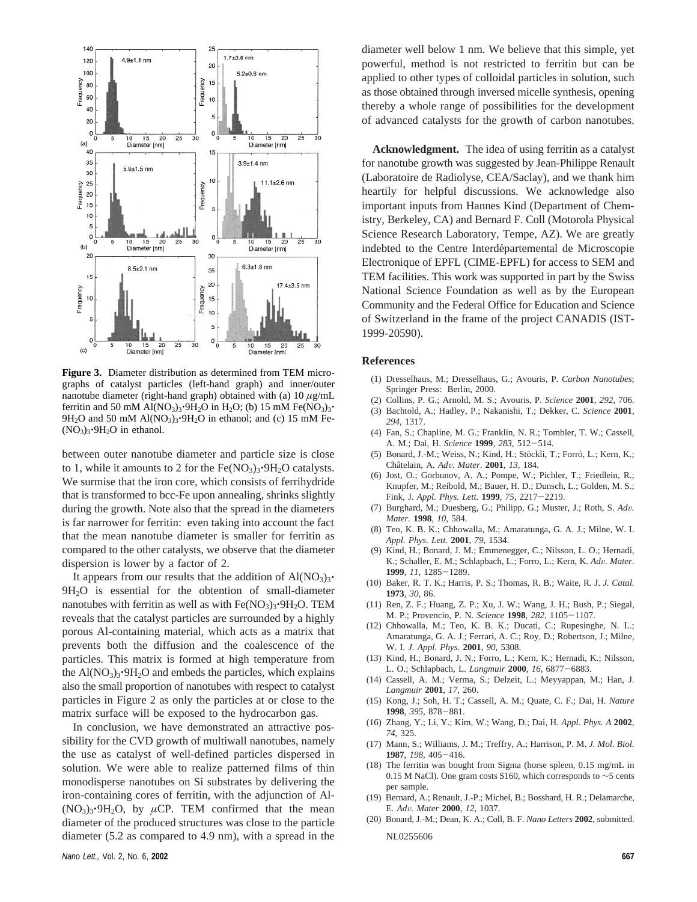140
120
100
80
60
40
20
0
Frequency
4.9±1.1 nm
0 5 10 15 20 25 30
Diameter [nm]
(a)

25
20
15
10
5
0
Frequency
1.7±0.6 nm
5.2±0.6 nm
0 5 10 15 20 25 30
Diameter [nm]

40
35
30
25
20
15
10
5
0
Frequency
5.9±1.5 nm
0 5 10 15 20 25 30
Diameter [nm]
(b)

15
10
5
0
Frequency
3.9±1.4 nm
11.1±2.6 nm
0 5 10 15 20 25 30
Diameter [nm]

20
15
10
5
0
Frequency
8.5±2.1 nm
0 5 10 15 20 25 30
Diameter [nm]
(c)

30
25
20
15
10
5
0
Frequency
6.3±1.8 nm
17.4±3.5 nm
0 5 10 15 20 25 30
Diameter [nm]

**Figure 3.** Diameter distribution as determined from TEM micrographs of catalyst particles (left-hand graph) and inner/outer nanotube diameter (right-hand graph) obtained with (a) 10 $\mu$g/mL ferritin and 50 mM $Al(NO_3)_3 \cdot 9H_2O$ in $H_2O$; (b) 15 mM $Fe(NO_3)_3 \cdot 9H_2O$ and 50 mM $Al(NO_3)_3 \cdot 9H_2O$ in ethanol; and (c) 15 mM $Fe(NO_3)_3 \cdot 9H_2O$ in ethanol.

between outer nanotube diameter and particle size is close to 1, while it amounts to 2 for the $Fe(NO_3)_3 \cdot 9H_2O$ catalysts. We surmise that the iron core, which consists of ferrihydride that is transformed to bcc-Fe upon annealing, shrinks slightly during the growth. Note also that the spread in the diameters is far narrower for ferritin: even taking into account the fact that the mean nanotube diameter is smaller for ferritin as compared to the other catalysts, we observe that the diameter dispersion is lower by a factor of 2.

It appears from our results that the addition of $Al(NO_3)_3 \cdot 9H_2O$ is essential for the obtention of small-diameter nanotubes with ferritin as well as with $Fe(NO_3)_3 \cdot 9H_2O$. TEM reveals that the catalyst particles are surrounded by a highly porous Al-containing material, which acts as a matrix that prevents both the diffusion and the coalescence of the particles. This matrix is formed at high temperature from the $Al(NO_3)_3 \cdot 9H_2O$ and embeds the particles, which explains also the small proportion of nanotubes with respect to catalyst particles in Figure 2 as only the particles at or close to the matrix surface will be exposed to the hydrocarbon gas.

In conclusion, we have demonstrated an attractive possibility for the CVD growth of multiwall nanotubes, namely the use as catalyst of well-defined particles dispersed in solution. We were able to realize patterned films of thin monodisperse nanotubes on Si substrates by delivering the iron-containing cores of ferritin, with the adjunction of $Al(NO_3)_3 \cdot 9H_2O$, by $\mu$CP. TEM confirmed that the mean diameter of the produced structures was close to the particle diameter (5.2 as compared to 4.9 nm), with a spread in the diameter well below 1 nm. We believe that this simple, yet powerful, method is not restricted to ferritin but can be applied to other types of colloidal particles in solution, such as those obtained through inversed micelle synthesis, opening thereby a whole range of possibilities for the development of advanced catalysts for the growth of carbon nanotubes.

**Acknowledgment.** The idea of using ferritin as a catalyst for nanotube growth was suggested by Jean-Philippe Renault (Laboratoire de Radiolyse, CEA/Saclay), and we thank him heartily for helpful discussions. We acknowledge also important inputs from Hannes Kind (Department of Chemistry, Berkeley, CA) and Bernard F. Coll (Motorola Physical Science Research Laboratory, Tempe, AZ). We are greatly indebted to the Centre Interdépartemental de Microscopie Electronique de EPFL (CIME-EPFL) for access to SEM and TEM facilities. This work was supported in part by the Swiss National Science Foundation as well as by the European Community and the Federal Office for Education and Science of Switzerland in the frame of the project CANADIS (IST-1999-20590).

## References

(1) Dresselhaus, M.; Dresselhaus, G.; Avouris, P. *Carbon Nanotubes*; Springer Press: Berlin, 2000.
(2) Collins, P. G.; Arnold, M. S.; Avouris, P. *Science* **2001**, *292*, 706.
(3) Bachtold, A.; Hadley, P.; Nakanishi, T.; Dekker, C. *Science* **2001**, *294*, 1317.
(4) Fan, S.; Chapline, M. G.; Franklin, N. R.; Tombler, T. W.; Cassell, A. M.; Dai, H. *Science* **1999**, *283*, 512−514.
(5) Bonard, J.-M.; Weiss, N.; Kind, H.; Stöckli, T.; Forró, L.; Kern, K.; Châtelain, A. *Adv. Mater.* **2001**, *13*, 184.
(6) Jost, O.; Gorbunov, A. A.; Pompe, W.; Pichler, T.; Friedlein, R.; Knupfer, M.; Reibold, M.; Bauer, H. D.; Dunsch, L.; Golden, M. S.; Fink, J. *Appl. Phys. Lett.* **1999**, *75*, 2217−2219.
(7) Burghard, M.; Duesberg, G.; Philipp, G.; Muster, J.; Roth, S. *Adv. Mater.* **1998**, *10*, 584.
(8) Teo, K. B. K.; Chhowalla, M.; Amaratunga, G. A. J.; Milne, W. I. *Appl. Phys. Lett.* **2001**, *79*, 1534.
(9) Kind, H.; Bonard, J. M.; Emmenegger, C.; Nilsson, L. O.; Hernadi, K.; Schaller, E. M.; Schlapbach, L.; Forro, L.; Kern, K. *Adv. Mater.* **1999**, *11*, 1285−1289.
(10) Baker, R. T. K.; Harris, P. S.; Thomas, R. B.; Waite, R. J. *J. Catal.* **1973**, *30*, 86.
(11) Ren, Z. F.; Huang, Z. P.; Xu, J. W.; Wang, J. H.; Bush, P.; Siegal, M. P.; Provencio, P. N. *Science* **1998**, *282*, 1105−1107.
(12) Chhowalla, M.; Teo, K. B. K.; Ducati, C.; Rupesinghe, N. L.; Amaratunga, G. A. J.; Ferrari, A. C.; Roy, D.; Robertson, J.; Milne, W. I. *J. Appl. Phys.* **2001**, *90*, 5308.
(13) Kind, H.; Bonard, J. M.; Forro, L.; Kern, K.; Hernadi, K.; Nilsson, L. O.; Schlapbach, L. *Langmuir* **2000**, *16*, 6877−6883.
(14) Cassell, A. M.; Verma, S.; Delzeit, L.; Meyyappan, M.; Han, J. *Langmuir* **2001**, *17*, 260.
(15) Kong, J.; Soh, H. T.; Cassell, A. M.; Quate, C. F.; Dai, H. *Nature* **1998**, *395*, 878−881.
(16) Zhang, Y.; Li, Y.; Kim, W.; Wang, D.; Dai, H. *Appl. Phys. A* **2002**, *74*, 325.
(17) Mann, S.; Williams, J. M.; Treffry, A.; Harrison, P. M. *J. Mol. Biol.* **1987**, *198*, 405−416.
(18) The ferritin was bought from Sigma (horse spleen, 0.15 mg/mL in 0.15 M NaCl). One gram costs \$160, which corresponds to ~5 cents per sample.
(19) Bernard, A.; Renault, J.-P.; Michel, B.; Bosshard, H. R.; Delamarche, E. *Adv. Mater* **2000**, *12*, 1037.
(20) Bonard, J.-M.; Dean, K. A.; Coll, B. F. *Nano Letters* **2002**, submitted.

NL0255606